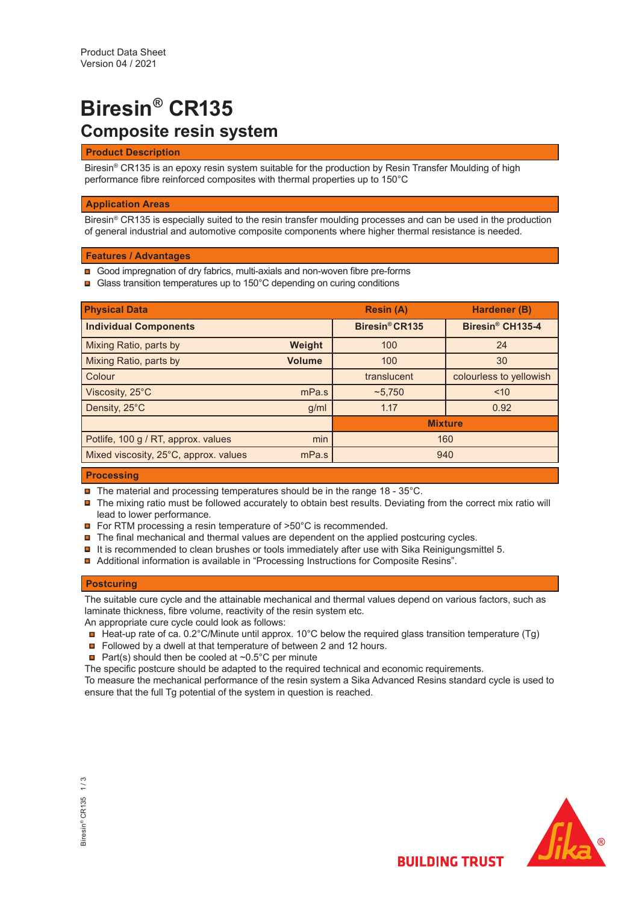Product Data Sheet
Version 04 / 2021

# Biresin® CR135

## Composite resin system

### Product Description

Biresin® CR135 is an epoxy resin system suitable for the production by Resin Transfer Moulding of high performance fibre reinforced composites with thermal properties up to 150°C

### Application Areas

Biresin® CR135 is especially suited to the resin transfer moulding processes and can be used in the production of general industrial and automotive composite components where higher thermal resistance is needed.

### Features / Advantages

- Good impregnation of dry fabrics, multi-axials and non-woven fibre pre-forms
- Glass transition temperatures up to 150°C depending on curing conditions

| Physical Data | | | Resin (A) | Hardener (B) |
|---|---|---|---|---|
| **Individual Components** | | | **Biresin® CR135** | **Biresin® CH135-4** |
| Mixing Ratio, parts by | **Weight** | | 100 | 24 |
| Mixing Ratio, parts by | **Volume** | | 100 | 30 |
| Colour | | | translucent | colourless to yellowish |
| Viscosity, 25°C | | mPa.s | ~5,750 | <10 |
| Density, 25°C | | g/ml | 1.17 | 0.92 |
| | | | **Mixture** | |
| Potlife, 100 g / RT, approx. values | | min | 160 | |
| Mixed viscosity, 25°C, approx. values | | mPa.s | 940 | |

### Processing

- The material and processing temperatures should be in the range 18 - 35°C.
- The mixing ratio must be followed accurately to obtain best results. Deviating from the correct mix ratio will lead to lower performance.
- For RTM processing a resin temperature of >50°C is recommended.
- The final mechanical and thermal values are dependent on the applied postcuring cycles.
- It is recommended to clean brushes or tools immediately after use with Sika Reinigungsmittel 5.
- Additional information is available in "Processing Instructions for Composite Resins".

### Postcuring

The suitable cure cycle and the attainable mechanical and thermal values depend on various factors, such as laminate thickness, fibre volume, reactivity of the resin system etc.
An appropriate cure cycle could look as follows:

- Heat-up rate of ca. 0.2°C/Minute until approx. 10°C below the required glass transition temperature (Tg)
- Followed by a dwell at that temperature of between 2 and 12 hours.
- Part(s) should then be cooled at ~0.5°C per minute

The specific postcure should be adapted to the required technical and economic requirements.
To measure the mechanical performance of the resin system a Sika Advanced Resins standard cycle is used to ensure that the full Tg potential of the system in question is reached.

BUILDING TRUST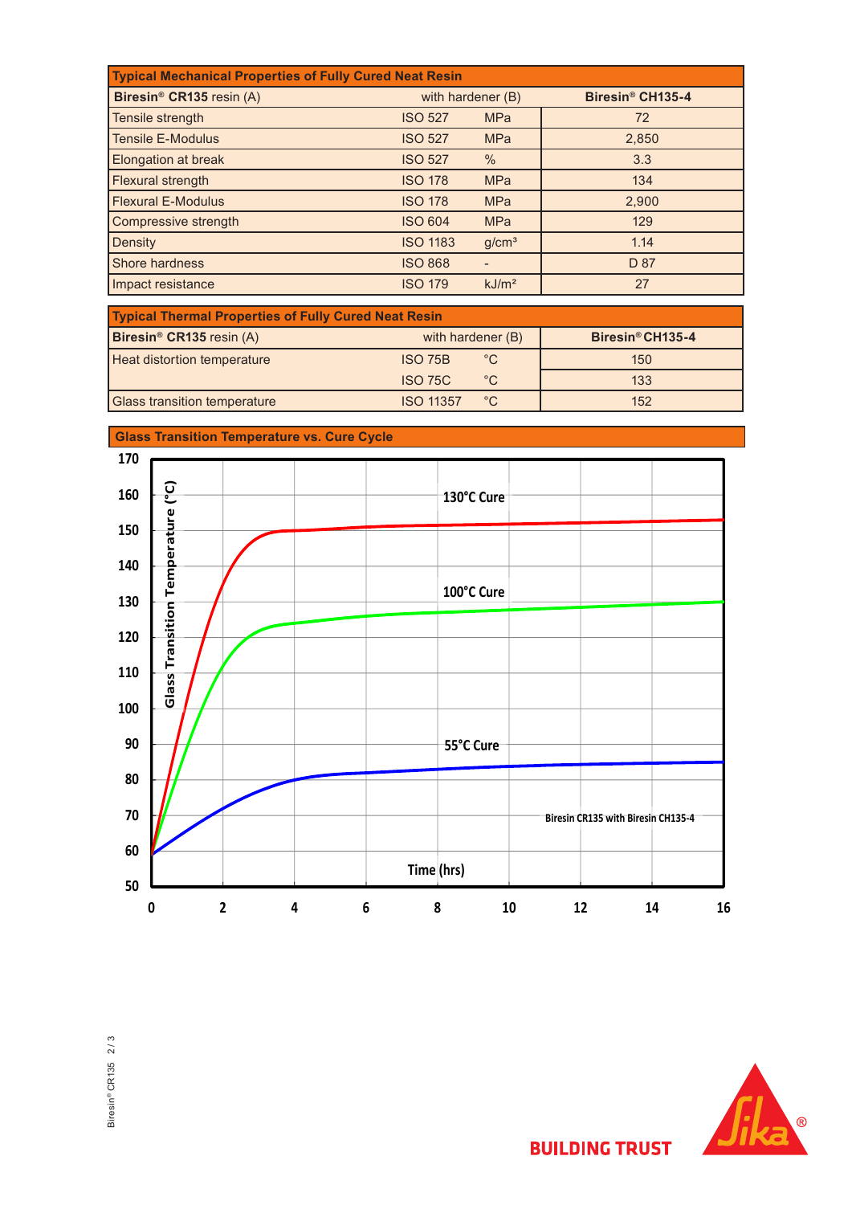| Typical Mechanical Properties of Fully Cured Neat Resin | | | |
|---|---|---|---|
| **Biresin® CR135** resin (A) | with hardener (B) | | **Biresin® CH135-4** |
| Tensile strength | ISO 527 | MPa | 72 |
| Tensile E-Modulus | ISO 527 | MPa | 2,850 |
| Elongation at break | ISO 527 | % | 3.3 |
| Flexural strength | ISO 178 | MPa | 134 |
| Flexural E-Modulus | ISO 178 | MPa | 2,900 |
| Compressive strength | ISO 604 | MPa | 129 |
| Density | ISO 1183 | g/cm³ | 1.14 |
| Shore hardness | ISO 868 | - | D 87 |
| Impact resistance | ISO 179 | kJ/m² | 27 |

| Typical Thermal Properties of Fully Cured Neat Resin | | | |
|---|---|---|---|
| **Biresin® CR135** resin (A) | with hardener (B) | | **Biresin® CH135-4** |
| Heat distortion temperature | ISO 75B | °C | 150 |
| | ISO 75C | °C | 133 |
| Glass transition temperature | ISO 11357 | °C | 152 |

**Glass Transition Temperature vs. Cure Cycle**

Glass Transition Temperature (°C)

130°C Cure

100°C Cure

55°C Cure

Biresin CR135 with Biresin CH135-4

Time (hrs)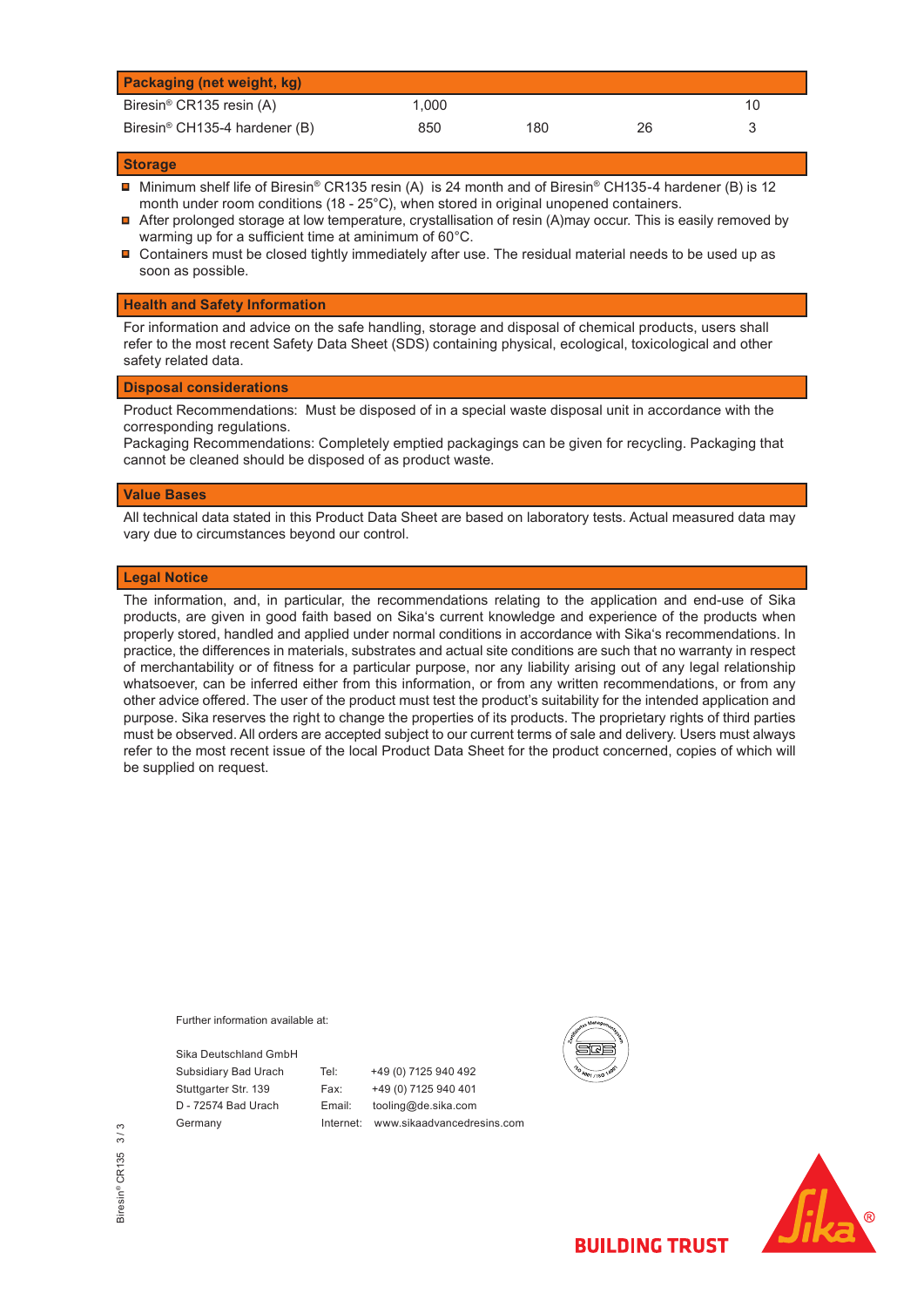| Packaging (net weight, kg) | | | | |
|---|---|---|---|---|
| Biresin® CR135 resin (A) | 1,000 | | | 10 |
| Biresin® CH135-4 hardener (B) | 850 | 180 | 26 | 3 |

## Storage

- Minimum shelf life of Biresin® CR135 resin (A) is 24 month and of Biresin® CH135-4 hardener (B) is 12 month under room conditions (18 - 25°C), when stored in original unopened containers.
- After prolonged storage at low temperature, crystallisation of resin (A)may occur. This is easily removed by warming up for a sufficient time at aminimum of 60°C.
- Containers must be closed tightly immediately after use. The residual material needs to be used up as soon as possible.

## Health and Safety Information

For information and advice on the safe handling, storage and disposal of chemical products, users shall refer to the most recent Safety Data Sheet (SDS) containing physical, ecological, toxicological and other safety related data.

## Disposal considerations

Product Recommendations: Must be disposed of in a special waste disposal unit in accordance with the corresponding regulations.
Packaging Recommendations: Completely emptied packagings can be given for recycling. Packaging that cannot be cleaned should be disposed of as product waste.

## Value Bases

All technical data stated in this Product Data Sheet are based on laboratory tests. Actual measured data may vary due to circumstances beyond our control.

## Legal Notice

The information, and, in particular, the recommendations relating to the application and end-use of Sika products, are given in good faith based on Sika's current knowledge and experience of the products when properly stored, handled and applied under normal conditions in accordance with Sika's recommendations. In practice, the differences in materials, substrates and actual site conditions are such that no warranty in respect of merchantability or of fitness for a particular purpose, nor any liability arising out of any legal relationship whatsoever, can be inferred either from this information, or from any written recommendations, or from any other advice offered. The user of the product must test the product's suitability for the intended application and purpose. Sika reserves the right to change the properties of its products. The proprietary rights of third parties must be observed. All orders are accepted subject to our current terms of sale and delivery. Users must always refer to the most recent issue of the local Product Data Sheet for the product concerned, copies of which will be supplied on request.

Further information available at:

Sika Deutschland GmbH
Subsidiary Bad Urach
Stuttgarter Str. 139
D - 72574 Bad Urach
Germany

Tel: +49 (0) 7125 940 492
Fax: +49 (0) 7125 940 401
Email: tooling@de.sika.com
Internet: www.sikaadvancedresins.com

BUILDING TRUST